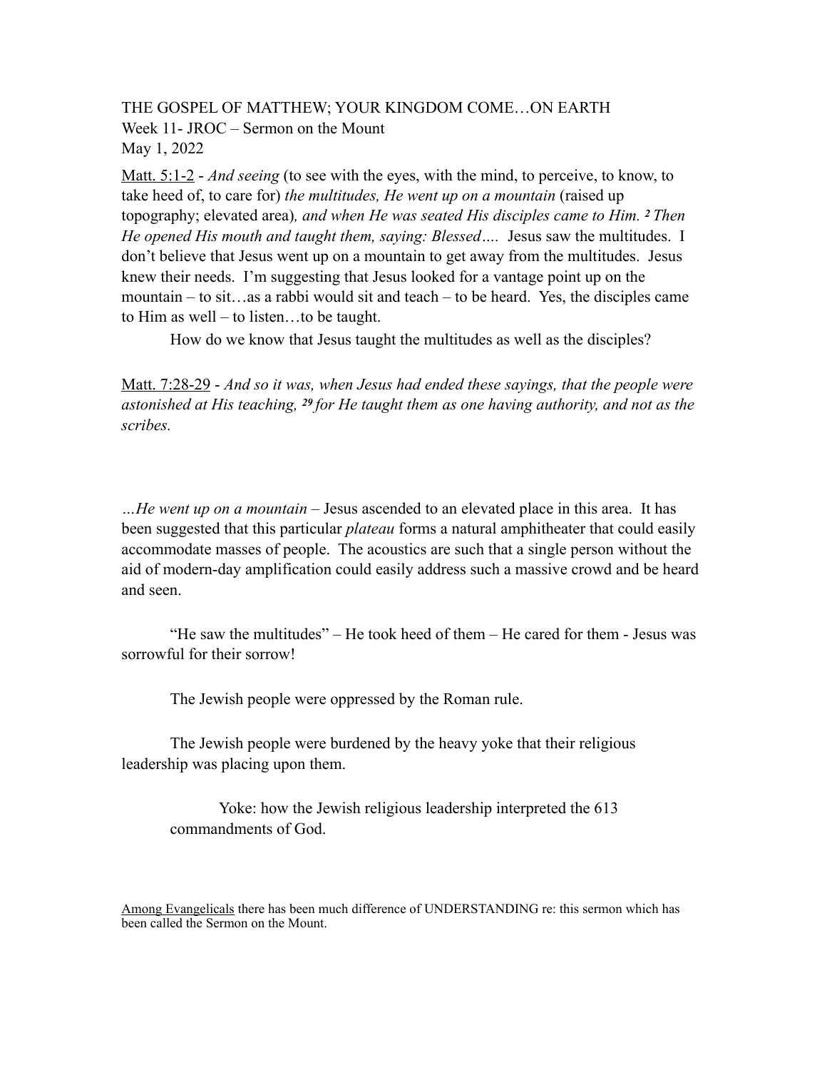THE GOSPEL OF MATTHEW; YOUR KINGDOM COME…ON EARTH
Week 11- JROC – Sermon on the Mount
May 1, 2022

Matt. 5:1-2 - *And seeing* (to see with the eyes, with the mind, to perceive, to know, to take heed of, to care for) *the multitudes, He went up on a mountain* (raised up topography; elevated area)*, and when He was seated His disciples came to Him.* ***2*** *Then He opened His mouth and taught them, saying: Blessed….* Jesus saw the multitudes. I don't believe that Jesus went up on a mountain to get away from the multitudes. Jesus knew their needs. I'm suggesting that Jesus looked for a vantage point up on the mountain – to sit…as a rabbi would sit and teach – to be heard. Yes, the disciples came to Him as well – to listen…to be taught.

How do we know that Jesus taught the multitudes as well as the disciples?

Matt. 7:28-29 - *And so it was, when Jesus had ended these sayings, that the people were astonished at His teaching,* ***29*** *for He taught them as one having authority, and not as the scribes.*

*…He went up on a mountain* – Jesus ascended to an elevated place in this area. It has been suggested that this particular *plateau* forms a natural amphitheater that could easily accommodate masses of people. The acoustics are such that a single person without the aid of modern-day amplification could easily address such a massive crowd and be heard and seen.

"He saw the multitudes" – He took heed of them – He cared for them - Jesus was sorrowful for their sorrow!

The Jewish people were oppressed by the Roman rule.

The Jewish people were burdened by the heavy yoke that their religious leadership was placing upon them.

> Yoke: how the Jewish religious leadership interpreted the 613 commandments of God.

Among Evangelicals there has been much difference of UNDERSTANDING re: this sermon which has been called the Sermon on the Mount.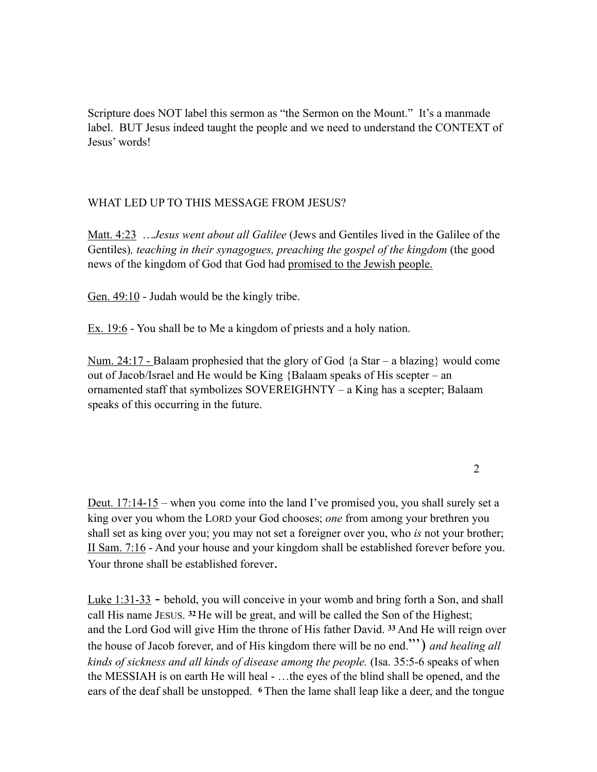Scripture does NOT label this sermon as "the Sermon on the Mount." It's a manmade label. BUT Jesus indeed taught the people and we need to understand the CONTEXT of Jesus' words!

WHAT LED UP TO THIS MESSAGE FROM JESUS?

<u>Matt. 4:23</u> …*Jesus went about all Galilee* (Jews and Gentiles lived in the Galilee of the Gentiles)*, teaching in their synagogues, preaching the gospel of the kingdom* (the good news of the kingdom of God that God had <u>promised to the Jewish people.</u>

<u>Gen. 49:10</u> - Judah would be the kingly tribe.

<u>Ex. 19:6</u> - You shall be to Me a kingdom of priests and a holy nation.

<u>Num. 24:17 -</u> Balaam prophesied that the glory of God {a Star – a blazing} would come out of Jacob/Israel and He would be King {Balaam speaks of His scepter – an ornamented staff that symbolizes SOVEREIGHNTY – a King has a scepter; Balaam speaks of this occurring in the future.

<u>Deut. 17:14-15</u> – when you come into the land I've promised you, you shall surely set a king over you whom the LORD your God chooses; *one* from among your brethren you shall set as king over you; you may not set a foreigner over you, who *is* not your brother; <u>II Sam. 7:16</u> - And your house and your kingdom shall be established forever before you. Your throne shall be established forever.

<u>Luke 1:31-33</u> - behold, you will conceive in your womb and bring forth a Son, and shall call His name JESUS. [32] He will be great, and will be called the Son of the Highest; and the Lord God will give Him the throne of His father David. [33] And He will reign over the house of Jacob forever, and of His kingdom there will be no end.'") *and healing all kinds of sickness and all kinds of disease among the people.* (Isa. 35:5-6 speaks of when the MESSIAH is on earth He will heal - …the eyes of the blind shall be opened, and the ears of the deaf shall be unstopped. [6] Then the lame shall leap like a deer, and the tongue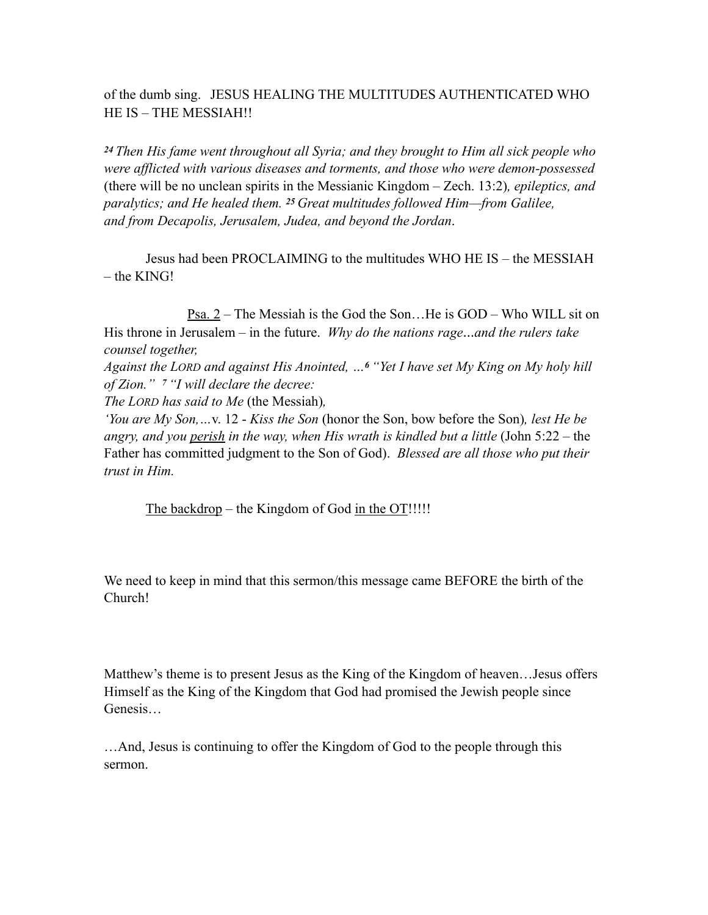of the dumb sing. JESUS HEALING THE MULTITUDES AUTHENTICATED WHO HE IS – THE MESSIAH!!

*[24] Then His fame went throughout all Syria; and they brought to Him all sick people who were afflicted with various diseases and torments, and those who were demon-possessed* (there will be no unclean spirits in the Messianic Kingdom – Zech. 13:2)*, epileptics, and paralytics; and He healed them. [25] Great multitudes followed Him—from Galilee, and from Decapolis, Jerusalem, Judea, and beyond the Jordan*.

Jesus had been PROCLAIMING to the multitudes WHO HE IS – the MESSIAH – the KING!

<u>Psa. 2</u> – The Messiah is the God the Son…He is GOD – Who WILL sit on His throne in Jerusalem – in the future. *Why do the nations rage…and the rulers take counsel together,*
*Against the LORD and against His Anointed, …[6] "Yet I have set My King on My holy hill of Zion." [7] "I will declare the decree:*
*The LORD has said to Me* (the Messiah)*,*
*'You are My Son,…*v. 12 - *Kiss the Son* (honor the Son, bow before the Son)*, lest He be angry, and you <u>perish</u> in the way, when His wrath is kindled but a little* (John 5:22 – the Father has committed judgment to the Son of God). *Blessed are all those who put their trust in Him.*

<u>The backdrop</u> – the Kingdom of God <u>in the OT</u>!!!!!

We need to keep in mind that this sermon/this message came BEFORE the birth of the Church!

Matthew's theme is to present Jesus as the King of the Kingdom of heaven…Jesus offers Himself as the King of the Kingdom that God had promised the Jewish people since Genesis…

…And, Jesus is continuing to offer the Kingdom of God to the people through this sermon.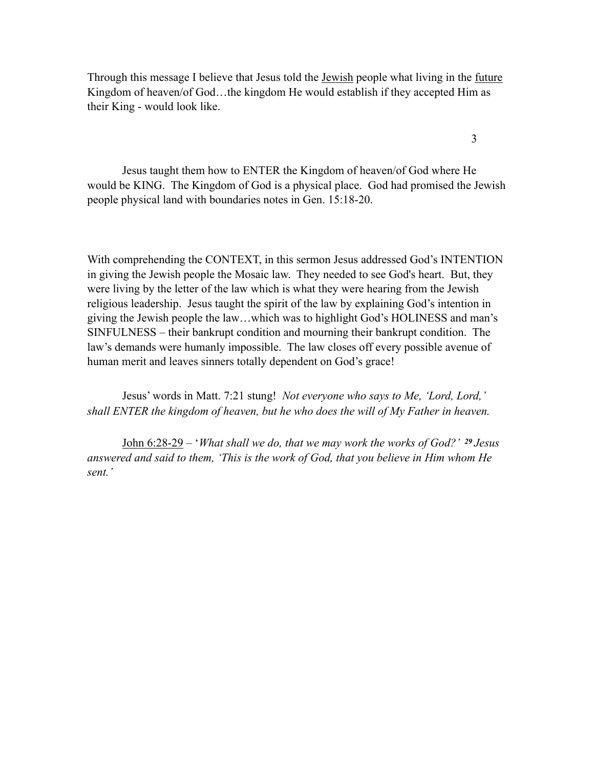Through this message I believe that Jesus told the <u>Jewish</u> people what living in the <u>future</u> Kingdom of heaven/of God…the kingdom He would establish if they accepted Him as their King - would look like.

Jesus taught them how to ENTER the Kingdom of heaven/of God where He would be KING. The Kingdom of God is a physical place. God had promised the Jewish people physical land with boundaries notes in Gen. 15:18-20.

With comprehending the CONTEXT, in this sermon Jesus addressed God's INTENTION in giving the Jewish people the Mosaic law. They needed to see God's heart. But, they were living by the letter of the law which is what they were hearing from the Jewish religious leadership. Jesus taught the spirit of the law by explaining God's intention in giving the Jewish people the law…which was to highlight God's HOLINESS and man's SINFULNESS – their bankrupt condition and mourning their bankrupt condition. The law's demands were humanly impossible. The law closes off every possible avenue of human merit and leaves sinners totally dependent on God's grace!

Jesus' words in Matt. 7:21 stung! *Not everyone who says to Me, 'Lord, Lord,' shall ENTER the kingdom of heaven, but he who does the will of My Father in heaven.*

<u>John 6:28-29</u> – '*What shall we do, that we may work the works of God?'* ***29*** *Jesus answered and said to them, 'This is the work of God, that you believe in Him whom He sent.'*